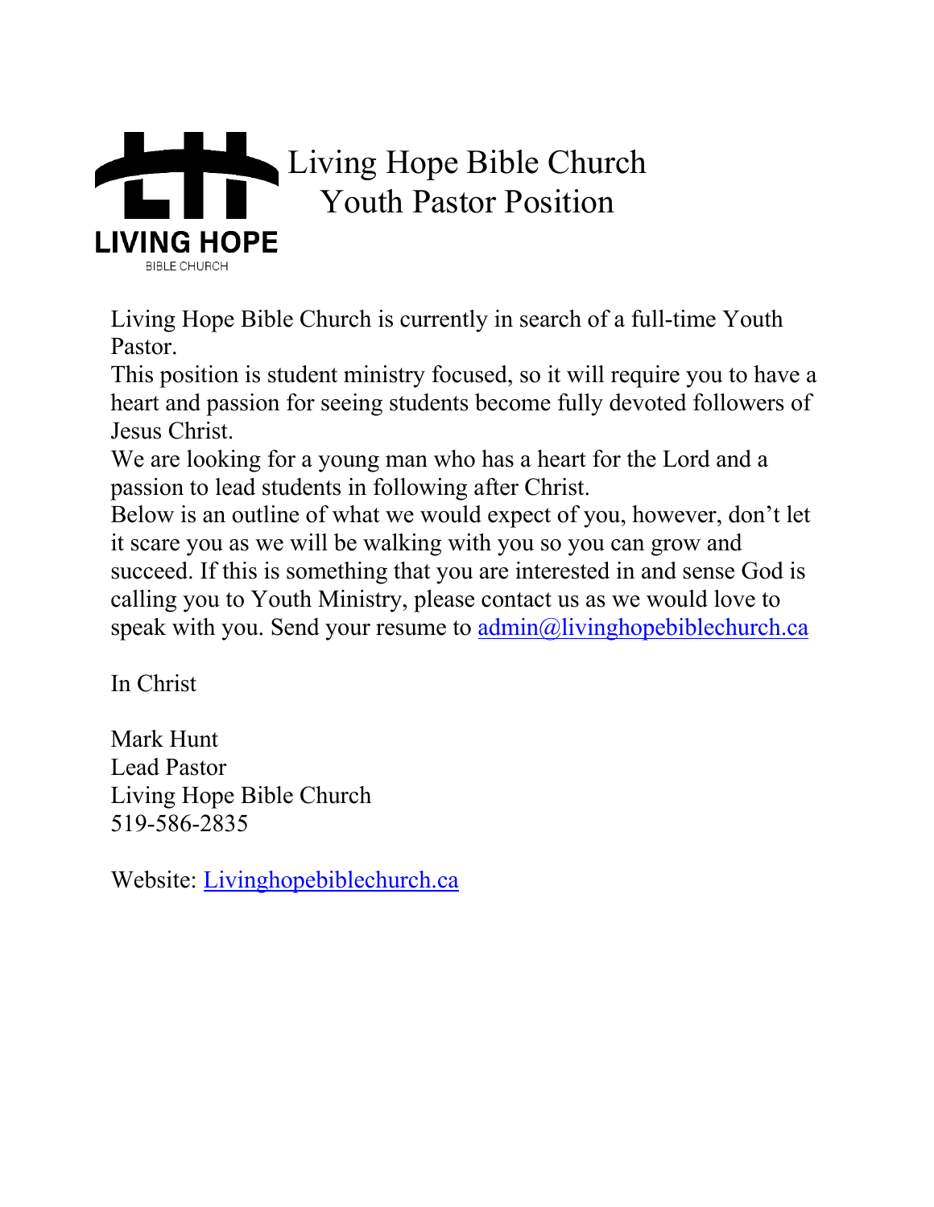LIVING HOPE
BIBLE CHURCH

# Living Hope Bible Church
## Youth Pastor Position

Living Hope Bible Church is currently in search of a full-time Youth Pastor.
This position is student ministry focused, so it will require you to have a heart and passion for seeing students become fully devoted followers of Jesus Christ.
We are looking for a young man who has a heart for the Lord and a passion to lead students in following after Christ.
Below is an outline of what we would expect of you, however, don't let it scare you as we will be walking with you so you can grow and succeed. If this is something that you are interested in and sense God is calling you to Youth Ministry, please contact us as we would love to speak with you. Send your resume to admin@livinghopebiblechurch.ca

In Christ

Mark Hunt
Lead Pastor
Living Hope Bible Church
519-586-2835

Website: Livinghopebiblechurch.ca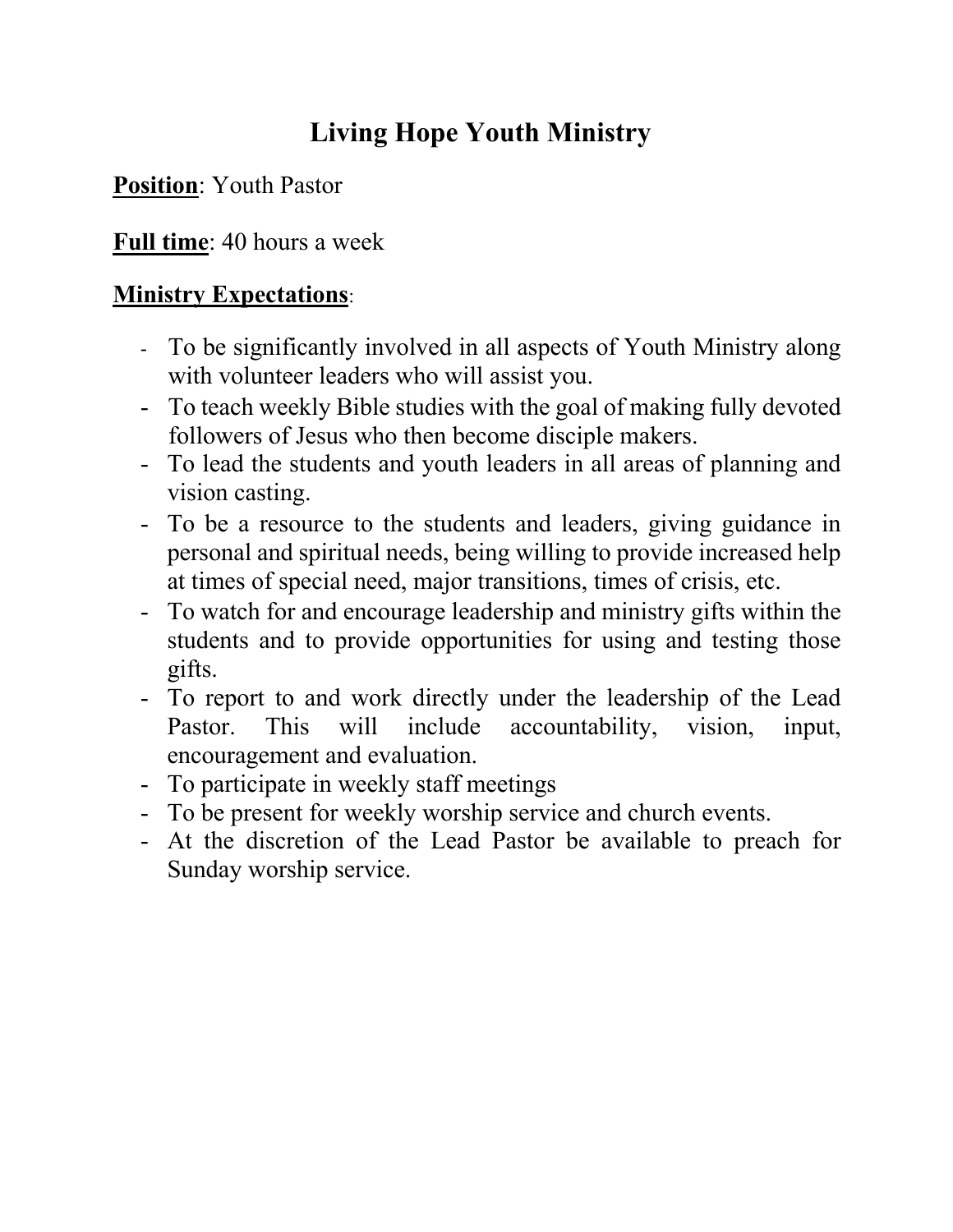# Living Hope Youth Ministry

**Position**: Youth Pastor

**Full time**: 40 hours a week

**Ministry Expectations**:

- To be significantly involved in all aspects of Youth Ministry along with volunteer leaders who will assist you.
- To teach weekly Bible studies with the goal of making fully devoted followers of Jesus who then become disciple makers.
- To lead the students and youth leaders in all areas of planning and vision casting.
- To be a resource to the students and leaders, giving guidance in personal and spiritual needs, being willing to provide increased help at times of special need, major transitions, times of crisis, etc.
- To watch for and encourage leadership and ministry gifts within the students and to provide opportunities for using and testing those gifts.
- To report to and work directly under the leadership of the Lead Pastor. This will include accountability, vision, input, encouragement and evaluation.
- To participate in weekly staff meetings
- To be present for weekly worship service and church events.
- At the discretion of the Lead Pastor be available to preach for Sunday worship service.